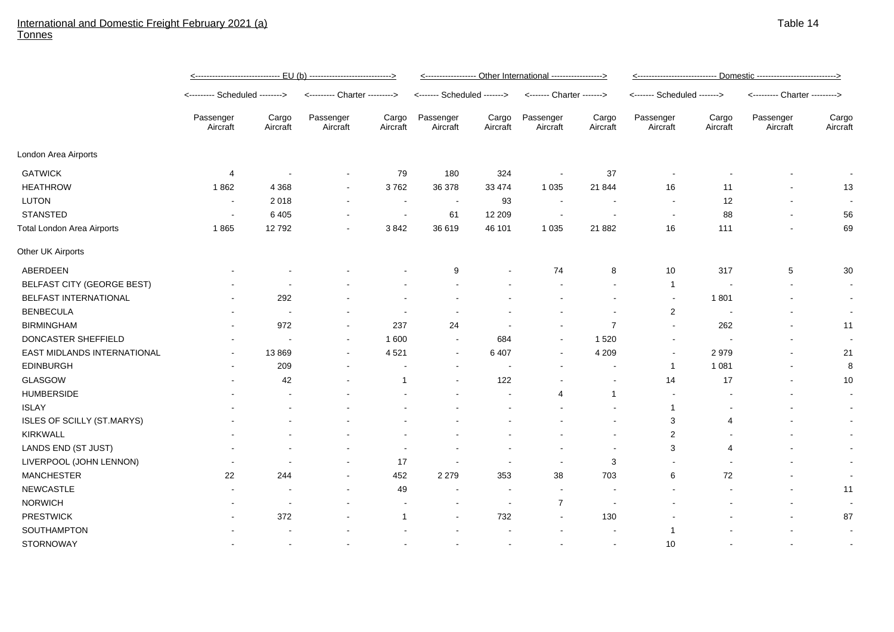# International and Domestic Freight February 2021 (a)

Tonnes

Table 14

| | EU (b) | | | | Other International | | | | Domestic | | | |
|---|---|---|---|---|---|---|---|---|---|---|---|---|
| | Scheduled | | Charter | | Scheduled | | Charter | | Scheduled | | Charter | |
| | Passenger Aircraft | Cargo Aircraft | Passenger Aircraft | Cargo Aircraft | Passenger Aircraft | Cargo Aircraft | Passenger Aircraft | Cargo Aircraft | Passenger Aircraft | Cargo Aircraft | Passenger Aircraft | Cargo Aircraft |
| London Area Airports | | | | | | | | | | | | |
| GATWICK | 4 | - | - | 79 | 180 | 324 | - | 37 | - | - | - | - |
| HEATHROW | 1 862 | 4 368 | - | 3 762 | 36 378 | 33 474 | 1 035 | 21 844 | 16 | 11 | - | 13 |
| LUTON | - | 2 018 | - | - | - | 93 | - | - | - | 12 | - | - |
| STANSTED | - | 6 405 | - | - | 61 | 12 209 | - | - | - | 88 | - | 56 |
| Total London Area Airports | 1 865 | 12 792 | - | 3 842 | 36 619 | 46 101 | 1 035 | 21 882 | 16 | 111 | - | 69 |
| Other UK Airports | | | | | | | | | | | | |
| ABERDEEN | - | - | - | - | 9 | - | 74 | 8 | 10 | 317 | 5 | 30 |
| BELFAST CITY (GEORGE BEST) | - | - | - | - | - | - | - | - | 1 | - | - | - |
| BELFAST INTERNATIONAL | - | 292 | - | - | - | - | - | - | - | 1 801 | - | - |
| BENBECULA | - | - | - | - | - | - | - | - | 2 | - | - | - |
| BIRMINGHAM | - | 972 | - | 237 | 24 | - | - | 7 | - | 262 | - | 11 |
| DONCASTER SHEFFIELD | - | - | - | 1 600 | - | 684 | - | 1 520 | - | - | - | - |
| EAST MIDLANDS INTERNATIONAL | - | 13 869 | - | 4 521 | - | 6 407 | - | 4 209 | - | 2 979 | - | 21 |
| EDINBURGH | - | 209 | - | - | - | - | - | - | 1 | 1 081 | - | 8 |
| GLASGOW | - | 42 | - | 1 | - | 122 | - | - | 14 | 17 | - | 10 |
| HUMBERSIDE | - | - | - | - | - | - | 4 | 1 | - | - | - | - |
| ISLAY | - | - | - | - | - | - | - | - | 1 | - | - | - |
| ISLES OF SCILLY (ST.MARYS) | - | - | - | - | - | - | - | - | 3 | 4 | - | - |
| KIRKWALL | - | - | - | - | - | - | - | - | 2 | - | - | - |
| LANDS END (ST JUST) | - | - | - | - | - | - | - | - | 3 | 4 | - | - |
| LIVERPOOL (JOHN LENNON) | - | - | - | 17 | - | - | - | 3 | - | - | - | - |
| MANCHESTER | 22 | 244 | - | 452 | 2 279 | 353 | 38 | 703 | 6 | 72 | - | - |
| NEWCASTLE | - | - | - | 49 | - | - | - | - | - | - | - | 11 |
| NORWICH | - | - | - | - | - | - | 7 | - | - | - | - | - |
| PRESTWICK | - | 372 | - | 1 | - | 732 | - | 130 | - | - | - | 87 |
| SOUTHAMPTON | - | - | - | - | - | - | - | - | 1 | - | - | - |
| STORNOWAY | - | - | - | - | - | - | - | - | 10 | - | - | - |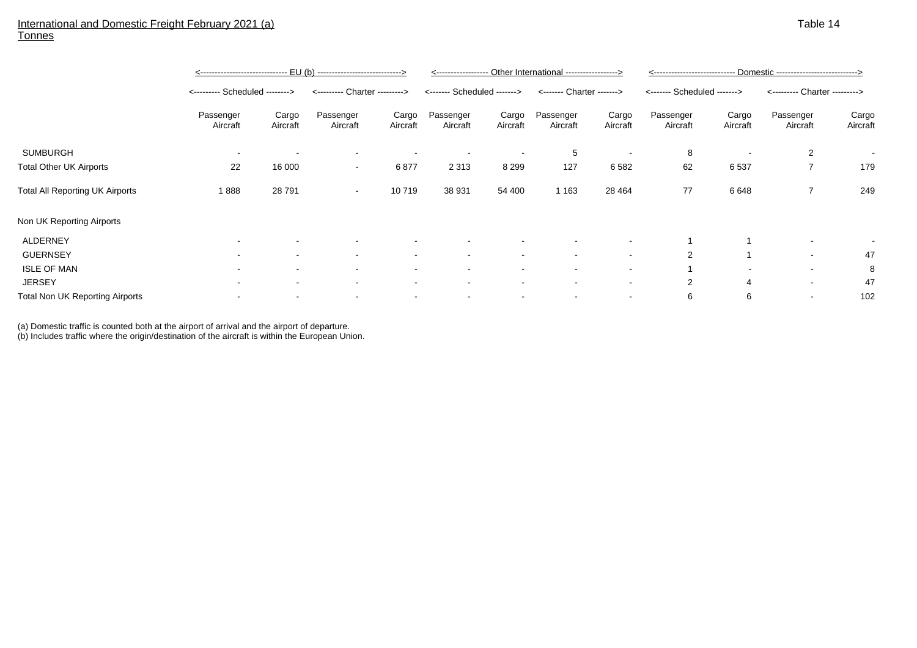International and Domestic Freight February 2021 (a)
Tonnes

Table 14

| | EU (b) | | | | Other International | | | | Domestic | | | |
|---|---|---|---|---|---|---|---|---|---|---|---|---|
| | Scheduled | | Charter | | Scheduled | | Charter | | Scheduled | | Charter | |
| | Passenger Aircraft | Cargo Aircraft | Passenger Aircraft | Cargo Aircraft | Passenger Aircraft | Cargo Aircraft | Passenger Aircraft | Cargo Aircraft | Passenger Aircraft | Cargo Aircraft | Passenger Aircraft | Cargo Aircraft |
| SUMBURGH | - | - | - | - | - | - | 5 | - | 8 | - | 2 | - |
| Total Other UK Airports | 22 | 16 000 | - | 6 877 | 2 313 | 8 299 | 127 | 6 582 | 62 | 6 537 | 7 | 179 |
| Total All Reporting UK Airports | 1 888 | 28 791 | - | 10 719 | 38 931 | 54 400 | 1 163 | 28 464 | 77 | 6 648 | 7 | 249 |
| Non UK Reporting Airports | | | | | | | | | | | | |
| ALDERNEY | - | - | - | - | - | - | - | - | 1 | 1 | - | - |
| GUERNSEY | - | - | - | - | - | - | - | - | 2 | 1 | - | 47 |
| ISLE OF MAN | - | - | - | - | - | - | - | - | 1 | - | - | 8 |
| JERSEY | - | - | - | - | - | - | - | - | 2 | 4 | - | 47 |
| Total Non UK Reporting Airports | - | - | - | - | - | - | - | - | 6 | 6 | - | 102 |

(a) Domestic traffic is counted both at the airport of arrival and the airport of departure.
(b) Includes traffic where the origin/destination of the aircraft is within the European Union.